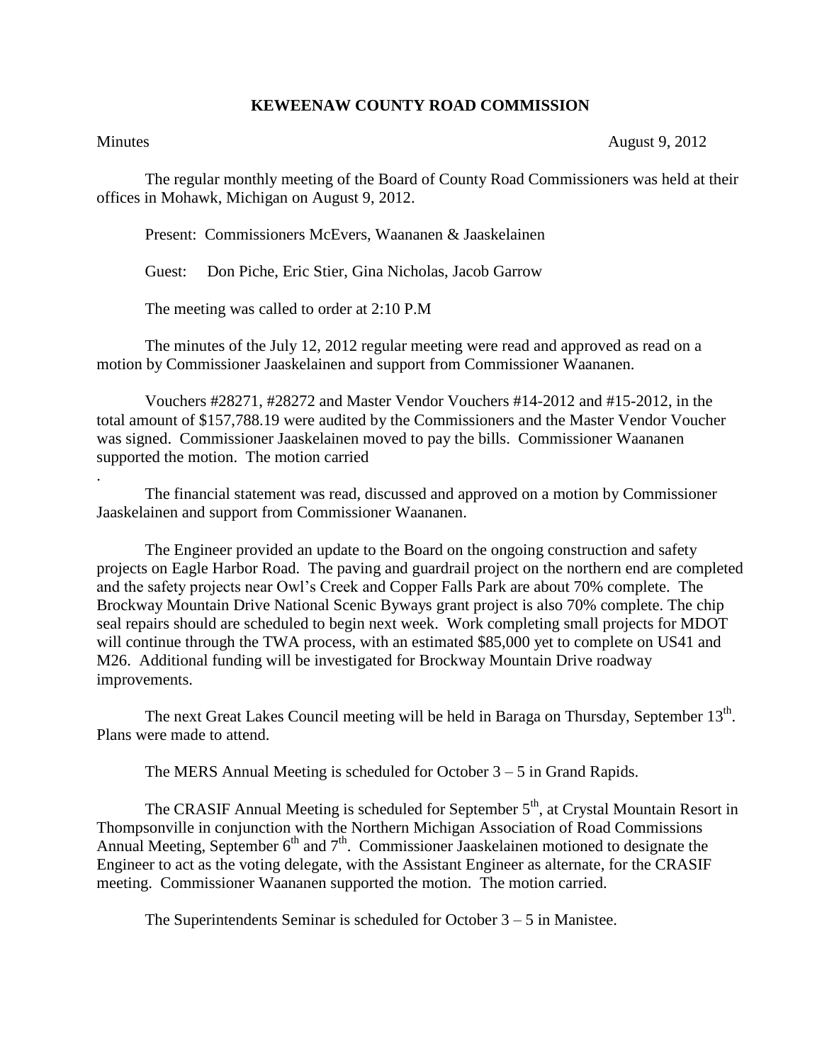# KEWEENAW COUNTY ROAD COMMISSION

Minutes August 9, 2012

The regular monthly meeting of the Board of County Road Commissioners was held at their offices in Mohawk, Michigan on August 9, 2012.

Present: Commissioners McEvers, Waananen & Jaaskelainen

Guest: Don Piche, Eric Stier, Gina Nicholas, Jacob Garrow

The meeting was called to order at 2:10 P.M

The minutes of the July 12, 2012 regular meeting were read and approved as read on a motion by Commissioner Jaaskelainen and support from Commissioner Waananen.

Vouchers #28271, #28272 and Master Vendor Vouchers #14-2012 and #15-2012, in the total amount of $157,788.19 were audited by the Commissioners and the Master Vendor Voucher was signed. Commissioner Jaaskelainen moved to pay the bills. Commissioner Waananen supported the motion. The motion carried

.

The financial statement was read, discussed and approved on a motion by Commissioner Jaaskelainen and support from Commissioner Waananen.

The Engineer provided an update to the Board on the ongoing construction and safety projects on Eagle Harbor Road. The paving and guardrail project on the northern end are completed and the safety projects near Owl's Creek and Copper Falls Park are about 70% complete. The Brockway Mountain Drive National Scenic Byways grant project is also 70% complete. The chip seal repairs should are scheduled to begin next week. Work completing small projects for MDOT will continue through the TWA process, with an estimated $85,000 yet to complete on US41 and M26. Additional funding will be investigated for Brockway Mountain Drive roadway improvements.

The next Great Lakes Council meeting will be held in Baraga on Thursday, September 13th. Plans were made to attend.

The MERS Annual Meeting is scheduled for October 3 – 5 in Grand Rapids.

The CRASIF Annual Meeting is scheduled for September 5th, at Crystal Mountain Resort in Thompsonville in conjunction with the Northern Michigan Association of Road Commissions Annual Meeting, September 6th and 7th. Commissioner Jaaskelainen motioned to designate the Engineer to act as the voting delegate, with the Assistant Engineer as alternate, for the CRASIF meeting. Commissioner Waananen supported the motion. The motion carried.

The Superintendents Seminar is scheduled for October 3 – 5 in Manistee.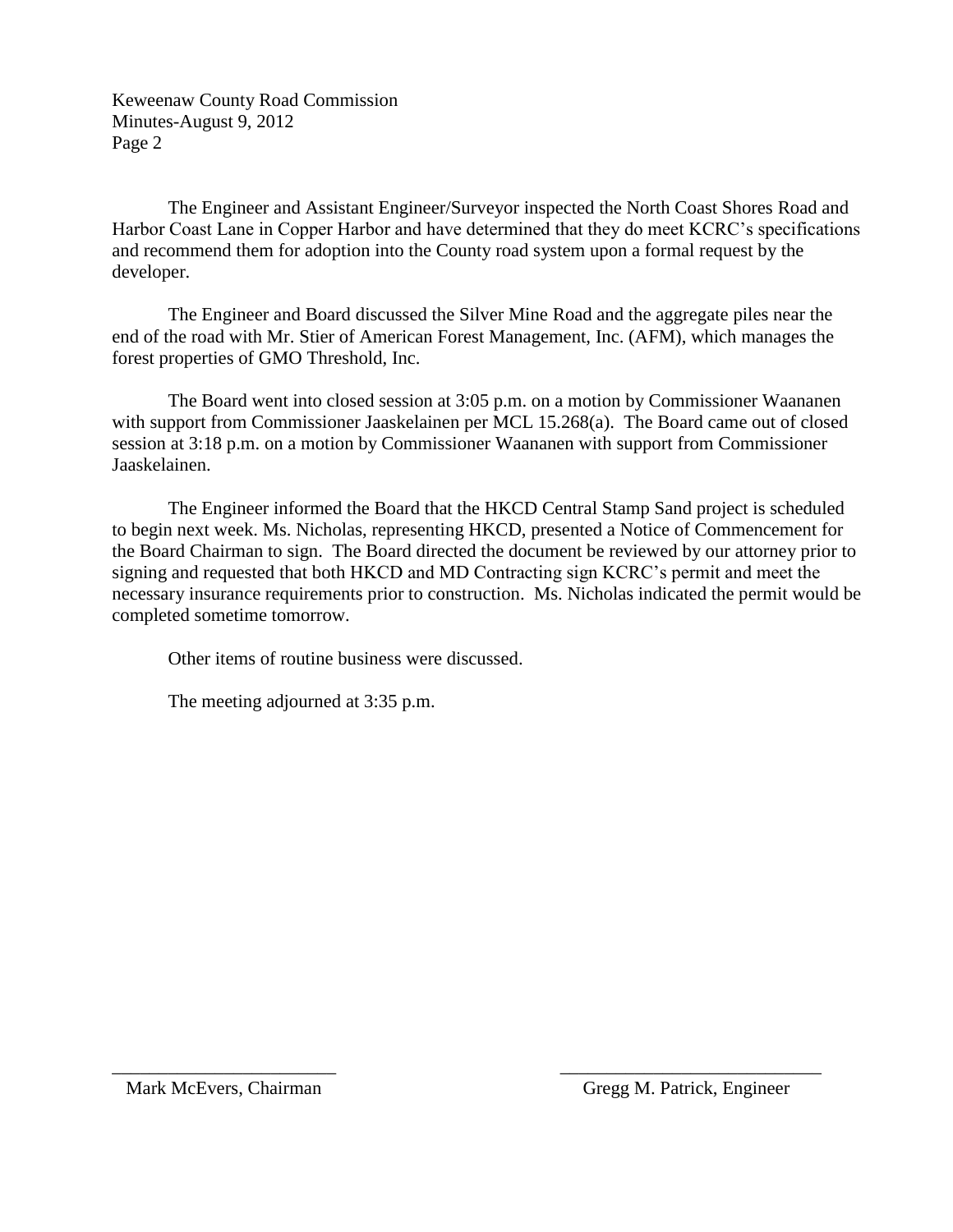The Engineer and Assistant Engineer/Surveyor inspected the North Coast Shores Road and Harbor Coast Lane in Copper Harbor and have determined that they do meet KCRC's specifications and recommend them for adoption into the County road system upon a formal request by the developer.

The Engineer and Board discussed the Silver Mine Road and the aggregate piles near the end of the road with Mr. Stier of American Forest Management, Inc. (AFM), which manages the forest properties of GMO Threshold, Inc.

The Board went into closed session at 3:05 p.m. on a motion by Commissioner Waananen with support from Commissioner Jaaskelainen per MCL 15.268(a). The Board came out of closed session at 3:18 p.m. on a motion by Commissioner Waananen with support from Commissioner Jaaskelainen.

The Engineer informed the Board that the HKCD Central Stamp Sand project is scheduled to begin next week. Ms. Nicholas, representing HKCD, presented a Notice of Commencement for the Board Chairman to sign. The Board directed the document be reviewed by our attorney prior to signing and requested that both HKCD and MD Contracting sign KCRC's permit and meet the necessary insurance requirements prior to construction. Ms. Nicholas indicated the permit would be completed sometime tomorrow.

Other items of routine business were discussed.

The meeting adjourned at 3:35 p.m.

________________________ ________________________

Mark McEvers, Chairman Gregg M. Patrick, Engineer